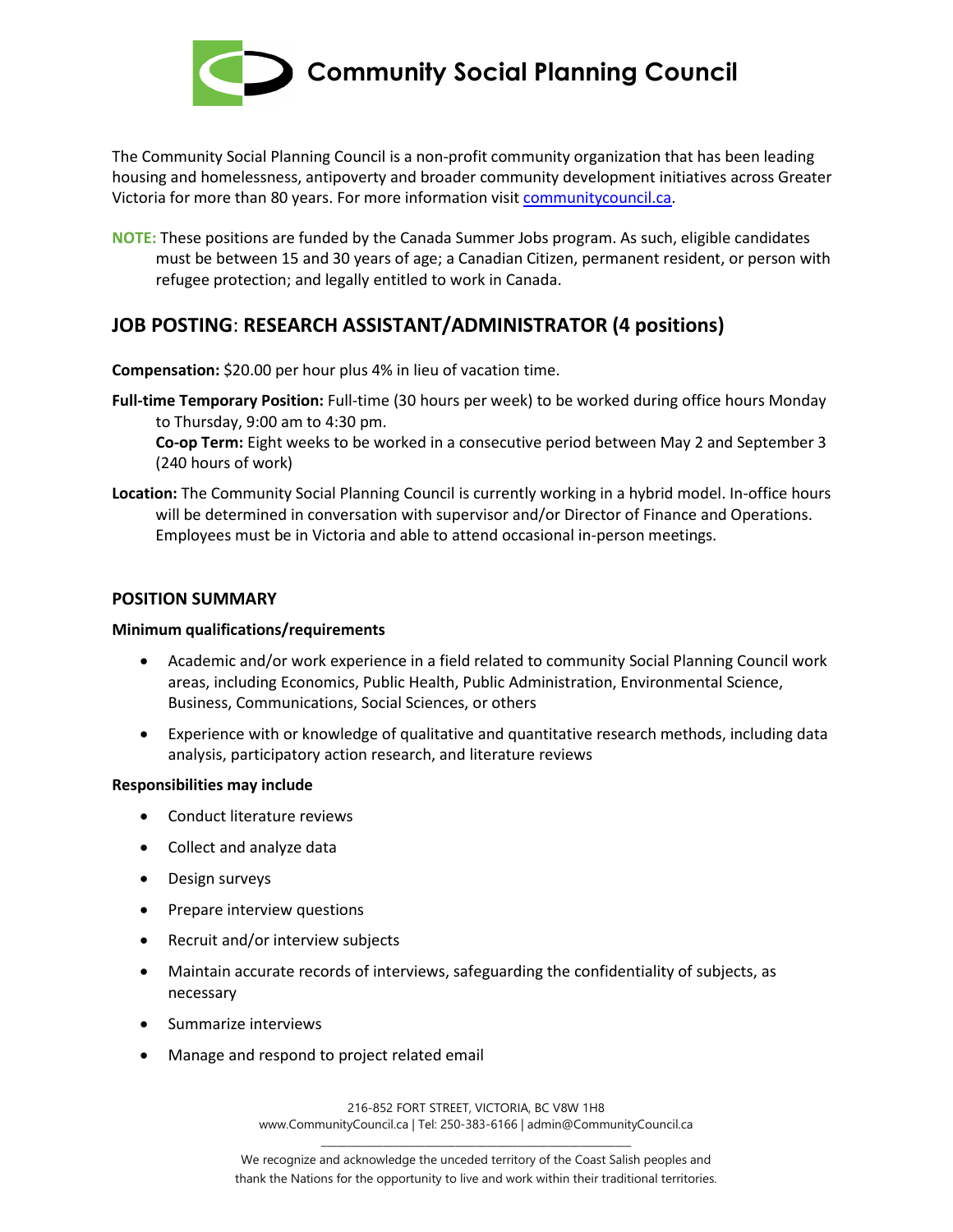# Community Social Planning Council

The Community Social Planning Council is a non-profit community organization that has been leading housing and homelessness, antipoverty and broader community development initiatives across Greater Victoria for more than 80 years. For more information visit [communitycouncil.ca](communitycouncil.ca).

**NOTE:** These positions are funded by the Canada Summer Jobs program. As such, eligible candidates must be between 15 and 30 years of age; a Canadian Citizen, permanent resident, or person with refugee protection; and legally entitled to work in Canada.

## JOB POSTING: RESEARCH ASSISTANT/ADMINISTRATOR (4 positions)

**Compensation:** $20.00 per hour plus 4% in lieu of vacation time.

**Full-time Temporary Position:** Full-time (30 hours per week) to be worked during office hours Monday to Thursday, 9:00 am to 4:30 pm.
**Co-op Term:** Eight weeks to be worked in a consecutive period between May 2 and September 3 (240 hours of work)

**Location:** The Community Social Planning Council is currently working in a hybrid model. In-office hours will be determined in conversation with supervisor and/or Director of Finance and Operations. Employees must be in Victoria and able to attend occasional in-person meetings.

### POSITION SUMMARY

**Minimum qualifications/requirements**

- Academic and/or work experience in a field related to community Social Planning Council work areas, including Economics, Public Health, Public Administration, Environmental Science, Business, Communications, Social Sciences, or others
- Experience with or knowledge of qualitative and quantitative research methods, including data analysis, participatory action research, and literature reviews

**Responsibilities may include**

- Conduct literature reviews
- Collect and analyze data
- Design surveys
- Prepare interview questions
- Recruit and/or interview subjects
- Maintain accurate records of interviews, safeguarding the confidentiality of subjects, as necessary
- Summarize interviews
- Manage and respond to project related email

216-852 FORT STREET, VICTORIA, BC V8W 1H8
www.CommunityCouncil.ca | Tel: 250-383-6166 | admin@CommunityCouncil.ca

We recognize and acknowledge the unceded territory of the Coast Salish peoples and thank the Nations for the opportunity to live and work within their traditional territories.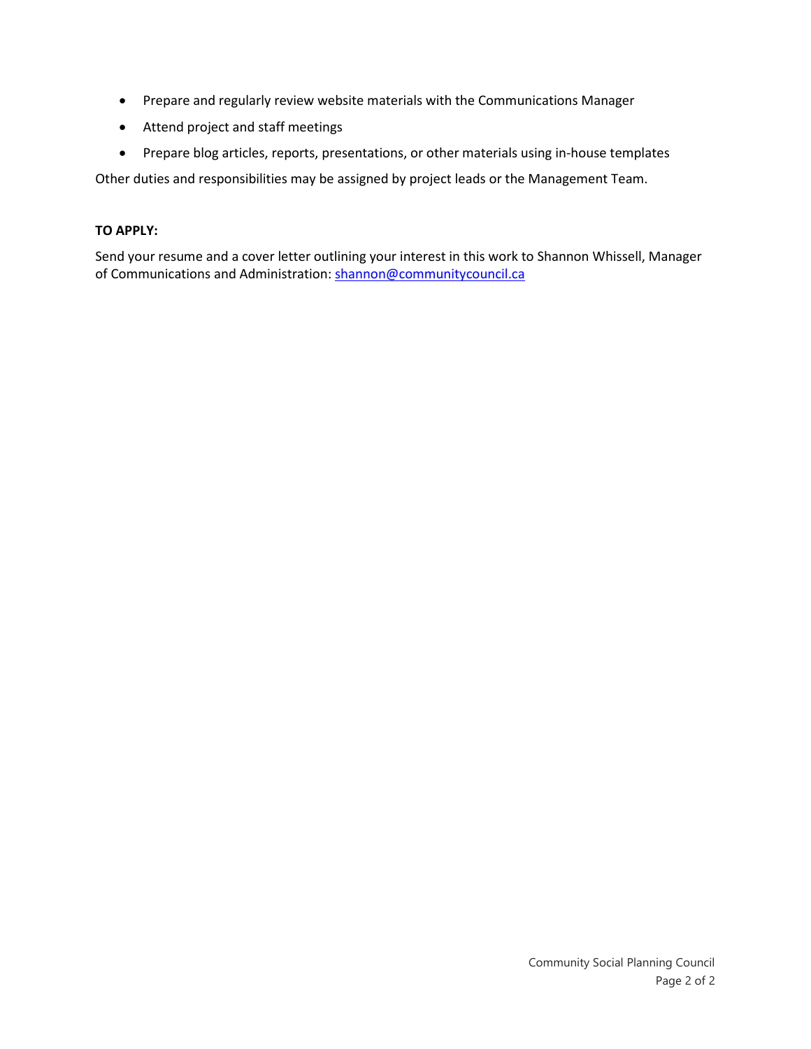- Prepare and regularly review website materials with the Communications Manager
- Attend project and staff meetings
- Prepare blog articles, reports, presentations, or other materials using in-house templates

Other duties and responsibilities may be assigned by project leads or the Management Team.

**TO APPLY:**

Send your resume and a cover letter outlining your interest in this work to Shannon Whissell, Manager of Communications and Administration: [shannon@communitycouncil.ca](mailto:shannon@communitycouncil.ca)